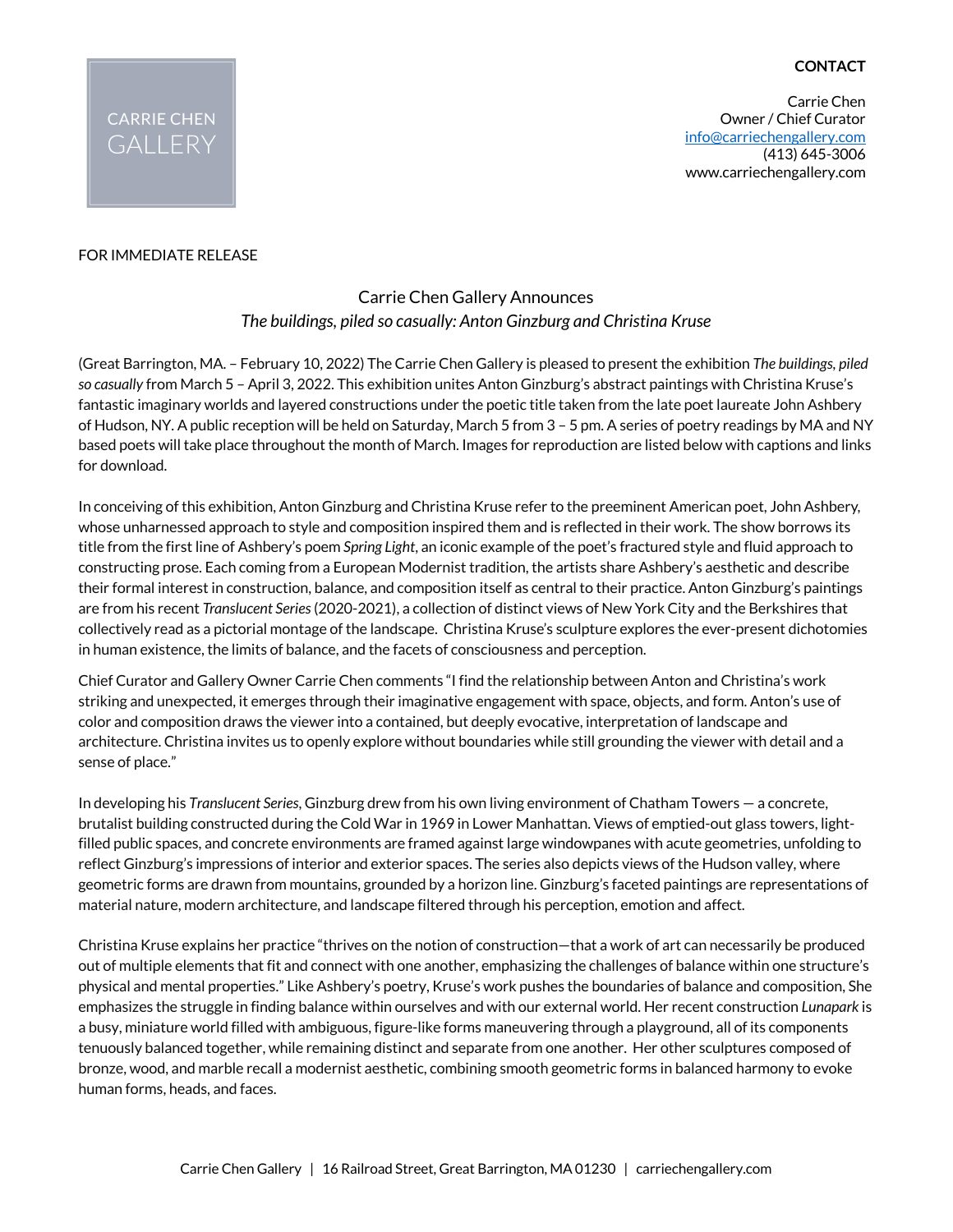CARRIE CHEN GALLERY

**CONTACT**

Carrie Chen
Owner / Chief Curator
info@carriechengallery.com
(413) 645-3006
www.carriechengallery.com

FOR IMMEDIATE RELEASE

Carrie Chen Gallery Announces
*The buildings, piled so casually: Anton Ginzburg and Christina Kruse*

(Great Barrington, MA. – February 10, 2022) The Carrie Chen Gallery is pleased to present the exhibition *The buildings, piled so casually* from March 5 – April 3, 2022. This exhibition unites Anton Ginzburg's abstract paintings with Christina Kruse's fantastic imaginary worlds and layered constructions under the poetic title taken from the late poet laureate John Ashbery of Hudson, NY. A public reception will be held on Saturday, March 5 from 3 – 5 pm. A series of poetry readings by MA and NY based poets will take place throughout the month of March. Images for reproduction are listed below with captions and links for download.

In conceiving of this exhibition, Anton Ginzburg and Christina Kruse refer to the preeminent American poet, John Ashbery, whose unharnessed approach to style and composition inspired them and is reflected in their work. The show borrows its title from the first line of Ashbery's poem *Spring Light*, an iconic example of the poet's fractured style and fluid approach to constructing prose. Each coming from a European Modernist tradition, the artists share Ashbery's aesthetic and describe their formal interest in construction, balance, and composition itself as central to their practice. Anton Ginzburg's paintings are from his recent *Translucent Series* (2020-2021), a collection of distinct views of New York City and the Berkshires that collectively read as a pictorial montage of the landscape. Christina Kruse's sculpture explores the ever-present dichotomies in human existence, the limits of balance, and the facets of consciousness and perception.

Chief Curator and Gallery Owner Carrie Chen comments "I find the relationship between Anton and Christina's work striking and unexpected, it emerges through their imaginative engagement with space, objects, and form. Anton's use of color and composition draws the viewer into a contained, but deeply evocative, interpretation of landscape and architecture. Christina invites us to openly explore without boundaries while still grounding the viewer with detail and a sense of place."

In developing his *Translucent Series*, Ginzburg drew from his own living environment of Chatham Towers — a concrete, brutalist building constructed during the Cold War in 1969 in Lower Manhattan. Views of emptied-out glass towers, light-filled public spaces, and concrete environments are framed against large windowpanes with acute geometries, unfolding to reflect Ginzburg's impressions of interior and exterior spaces. The series also depicts views of the Hudson valley, where geometric forms are drawn from mountains, grounded by a horizon line. Ginzburg's faceted paintings are representations of material nature, modern architecture, and landscape filtered through his perception, emotion and affect.

Christina Kruse explains her practice "thrives on the notion of construction—that a work of art can necessarily be produced out of multiple elements that fit and connect with one another, emphasizing the challenges of balance within one structure's physical and mental properties." Like Ashbery's poetry, Kruse's work pushes the boundaries of balance and composition, She emphasizes the struggle in finding balance within ourselves and with our external world. Her recent construction *Lunapark* is a busy, miniature world filled with ambiguous, figure-like forms maneuvering through a playground, all of its components tenuously balanced together, while remaining distinct and separate from one another. Her other sculptures composed of bronze, wood, and marble recall a modernist aesthetic, combining smooth geometric forms in balanced harmony to evoke human forms, heads, and faces.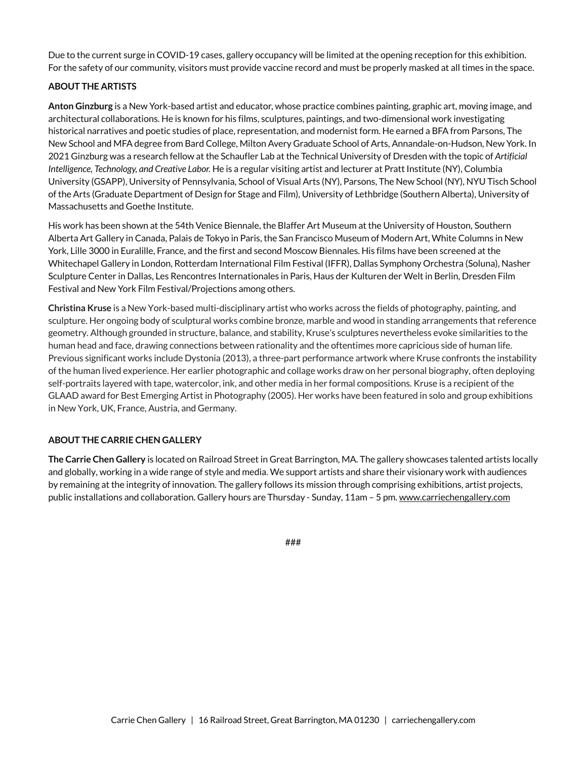Due to the current surge in COVID-19 cases, gallery occupancy will be limited at the opening reception for this exhibition. For the safety of our community, visitors must provide vaccine record and must be properly masked at all times in the space.

**ABOUT THE ARTISTS**

**Anton Ginzburg** is a New York-based artist and educator, whose practice combines painting, graphic art, moving image, and architectural collaborations. He is known for his films, sculptures, paintings, and two-dimensional work investigating historical narratives and poetic studies of place, representation, and modernist form. He earned a BFA from Parsons, The New School and MFA degree from Bard College, Milton Avery Graduate School of Arts, Annandale-on-Hudson, New York. In 2021 Ginzburg was a research fellow at the Schaufler Lab at the Technical University of Dresden with the topic of *Artificial Intelligence, Technology, and Creative Labor.* He is a regular visiting artist and lecturer at Pratt Institute (NY), Columbia University (GSAPP), University of Pennsylvania, School of Visual Arts (NY), Parsons, The New School (NY), NYU Tisch School of the Arts (Graduate Department of Design for Stage and Film), University of Lethbridge (Southern Alberta), University of Massachusetts and Goethe Institute.

His work has been shown at the 54th Venice Biennale, the Blaffer Art Museum at the University of Houston, Southern Alberta Art Gallery in Canada, Palais de Tokyo in Paris, the San Francisco Museum of Modern Art, White Columns in New York, Lille 3000 in Euralille, France, and the first and second Moscow Biennales. His films have been screened at the Whitechapel Gallery in London, Rotterdam International Film Festival (IFFR), Dallas Symphony Orchestra (Soluna), Nasher Sculpture Center in Dallas, Les Rencontres Internationales in Paris, Haus der Kulturen der Welt in Berlin, Dresden Film Festival and New York Film Festival/Projections among others.

**Christina Kruse** is a New York-based multi-disciplinary artist who works across the fields of photography, painting, and sculpture. Her ongoing body of sculptural works combine bronze, marble and wood in standing arrangements that reference geometry. Although grounded in structure, balance, and stability, Kruse's sculptures nevertheless evoke similarities to the human head and face, drawing connections between rationality and the oftentimes more capricious side of human life. Previous significant works include Dystonia (2013), a three-part performance artwork where Kruse confronts the instability of the human lived experience. Her earlier photographic and collage works draw on her personal biography, often deploying self-portraits layered with tape, watercolor, ink, and other media in her formal compositions. Kruse is a recipient of the GLAAD award for Best Emerging Artist in Photography (2005). Her works have been featured in solo and group exhibitions in New York, UK, France, Austria, and Germany.

**ABOUT THE CARRIE CHEN GALLERY**

**The Carrie Chen Gallery** is located on Railroad Street in Great Barrington, MA. The gallery showcases talented artists locally and globally, working in a wide range of style and media. We support artists and share their visionary work with audiences by remaining at the integrity of innovation. The gallery follows its mission through comprising exhibitions, artist projects, public installations and collaboration. Gallery hours are Thursday - Sunday, 11am – 5 pm. www.carriechengallery.com

###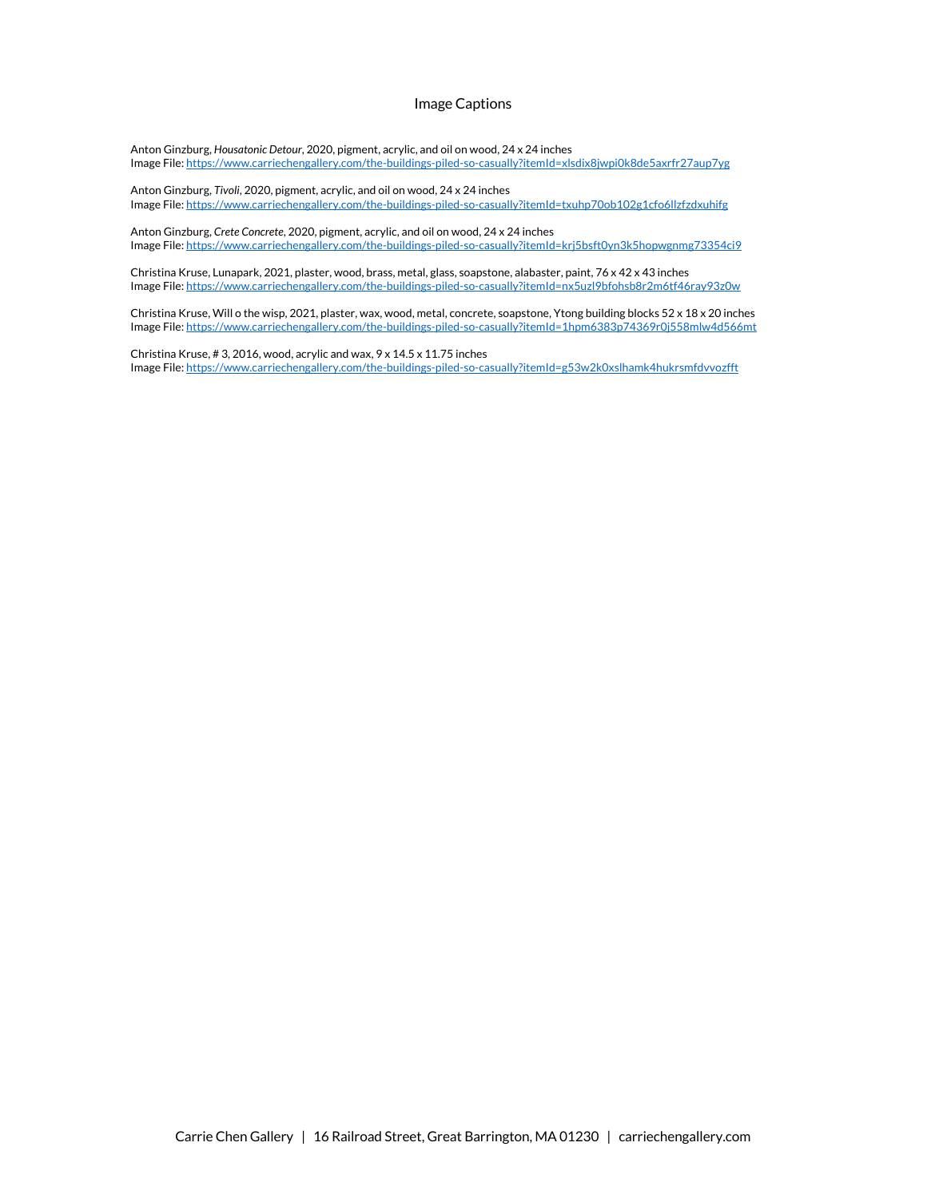# Image Captions

Anton Ginzburg, *Housatonic Detour*, 2020, pigment, acrylic, and oil on wood, 24 x 24 inches
Image File: https://www.carriechengallery.com/the-buildings-piled-so-casually?itemId=xlsdix8jwpi0k8de5axrfr27aup7yg

Anton Ginzburg, *Tivoli*, 2020, pigment, acrylic, and oil on wood, 24 x 24 inches
Image File: https://www.carriechengallery.com/the-buildings-piled-so-casually?itemId=txuhp70ob102g1cfo6llzfzdxuhifg

Anton Ginzburg, *Crete Concrete*, 2020, pigment, acrylic, and oil on wood, 24 x 24 inches
Image File: https://www.carriechengallery.com/the-buildings-piled-so-casually?itemId=krj5bsft0yn3k5hopwgnmg73354ci9

Christina Kruse, Lunapark, 2021, plaster, wood, brass, metal, glass, soapstone, alabaster, paint, 76 x 42 x 43 inches
Image File: https://www.carriechengallery.com/the-buildings-piled-so-casually?itemId=nx5uzl9bfohsb8r2m6tf46ray93z0w

Christina Kruse, Will o the wisp, 2021, plaster, wax, wood, metal, concrete, soapstone, Ytong building blocks 52 x 18 x 20 inches
Image File: https://www.carriechengallery.com/the-buildings-piled-so-casually?itemId=1hpm6383p74369r0j558mlw4d566mt

Christina Kruse, # 3, 2016, wood, acrylic and wax, 9 x 14.5 x 11.75 inches
Image File: https://www.carriechengallery.com/the-buildings-piled-so-casually?itemId=g53w2k0xslhamk4hukrsmfdvvozfft

Carrie Chen Gallery | 16 Railroad Street, Great Barrington, MA 01230 | carriechengallery.com